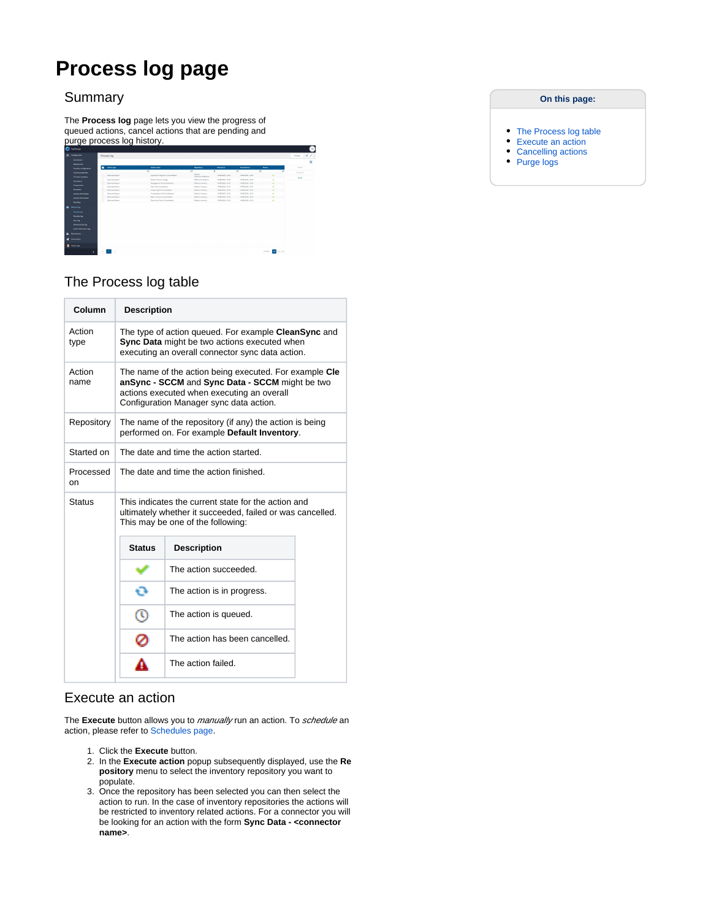# Process log page

## Summary

The **Process log** page lets you view the progress of queued actions, cancel actions that are pending and purge process log history.

**On this page:**

- The Process log table
- Execute an action
- Cancelling actions
- Purge logs

## The Process log table

| Column | Description |
| --- | --- |
| Action type | The type of action queued. For example **CleanSync** and **Sync Data** might be two actions executed when executing an overall connector sync data action. |
| Action name | The name of the action being executed. For example **CleanSync - SCCM** and **Sync Data - SCCM** might be two actions executed when executing an overall Configuration Manager sync data action. |
| Repository | The name of the repository (if any) the action is being performed on. For example **Default Inventory**. |
| Started on | The date and time the action started. |
| Processed on | The date and time the action finished. |
| Status | This indicates the current state for the action and ultimately whether it succeeded, failed or was cancelled. This may be one of the following: |

| Status | Description |
| --- | --- |
| ✔ | The action succeeded. |
| 🔄 | The action is in progress. |
| 🕓 | The action is queued. |
| 🚫 | The action has been cancelled. |
| ⚠ | The action failed. |

## Execute an action

The **Execute** button allows you to *manually* run an action. To *schedule* an action, please refer to Schedules page.

1. Click the **Execute** button.
2. In the **Execute action** popup subsequently displayed, use the **Repository** menu to select the inventory repository you want to populate.
3. Once the repository has been selected you can then select the action to run. In the case of inventory repositories the actions will be restricted to inventory related actions. For a connector you will be looking for an action with the form **Sync Data - <connector name>**.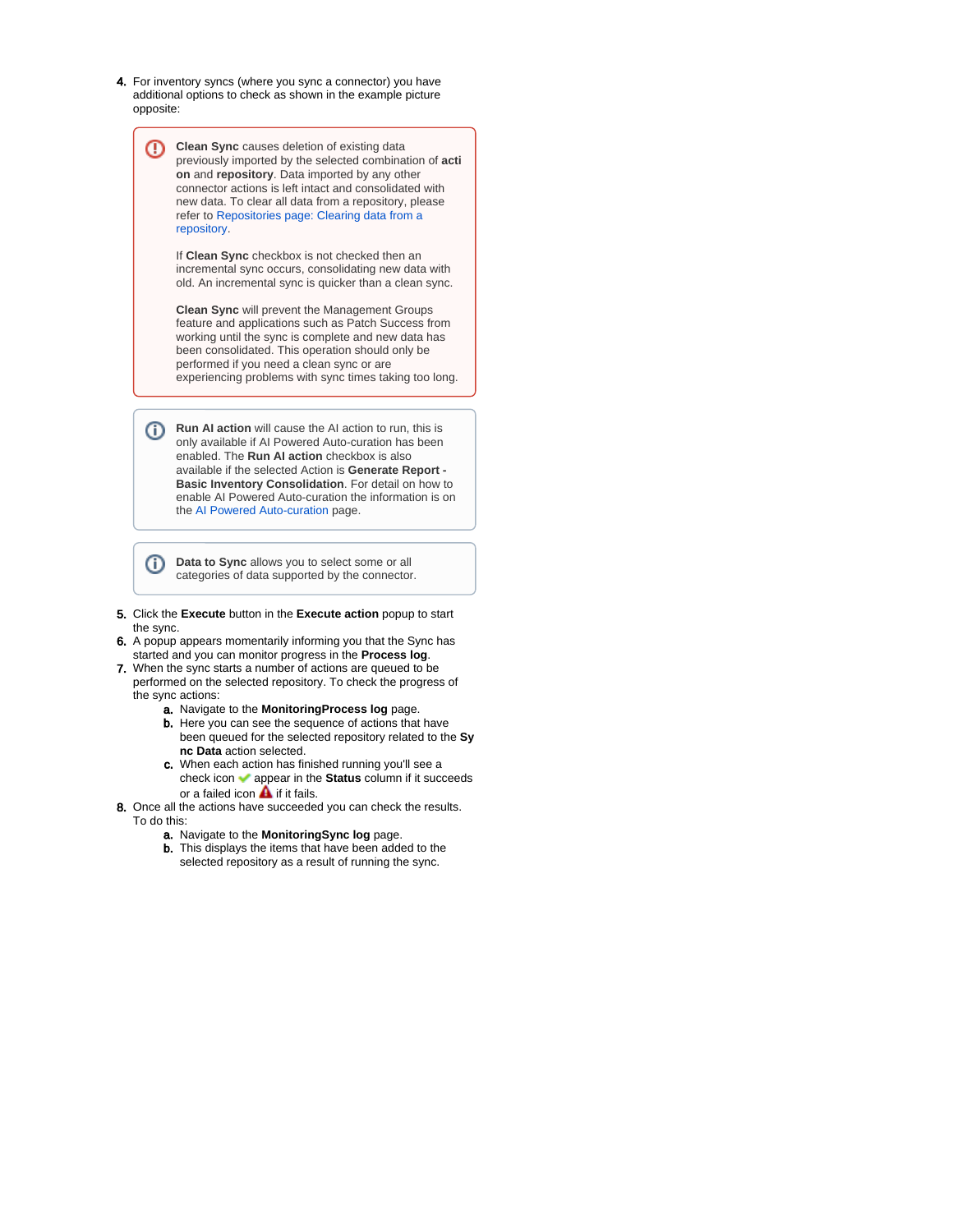4. For inventory syncs (where you sync a connector) you have additional options to check as shown in the example picture opposite:

> **Clean Sync** causes deletion of existing data previously imported by the selected combination of **action** and **repository**. Data imported by any other connector actions is left intact and consolidated with new data. To clear all data from a repository, please refer to Repositories page: Clearing data from a repository.
>
> If **Clean Sync** checkbox is not checked then an incremental sync occurs, consolidating new data with old. An incremental sync is quicker than a clean sync.
>
> **Clean Sync** will prevent the Management Groups feature and applications such as Patch Success from working until the sync is complete and new data has been consolidated. This operation should only be performed if you need a clean sync or are experiencing problems with sync times taking too long.

> **Run AI action** will cause the AI action to run, this is only available if AI Powered Auto-curation has been enabled. The **Run AI action** checkbox is also available if the selected Action is **Generate Report - Basic Inventory Consolidation**. For detail on how to enable AI Powered Auto-curation the information is on the AI Powered Auto-curation page.

> **Data to Sync** allows you to select some or all categories of data supported by the connector.

5. Click the **Execute** button in the **Execute action** popup to start the sync.
6. A popup appears momentarily informing you that the Sync has started and you can monitor progress in the **Process log**.
7. When the sync starts a number of actions are queued to be performed on the selected repository. To check the progress of the sync actions:
   a. Navigate to the **MonitoringProcess log** page.
   b. Here you can see the sequence of actions that have been queued for the selected repository related to the **Sync Data** action selected.
   c. When each action has finished running you'll see a check icon appear in the **Status** column if it succeeds or a failed icon if it fails.
8. Once all the actions have succeeded you can check the results. To do this:
   a. Navigate to the **MonitoringSync log** page.
   b. This displays the items that have been added to the selected repository as a result of running the sync.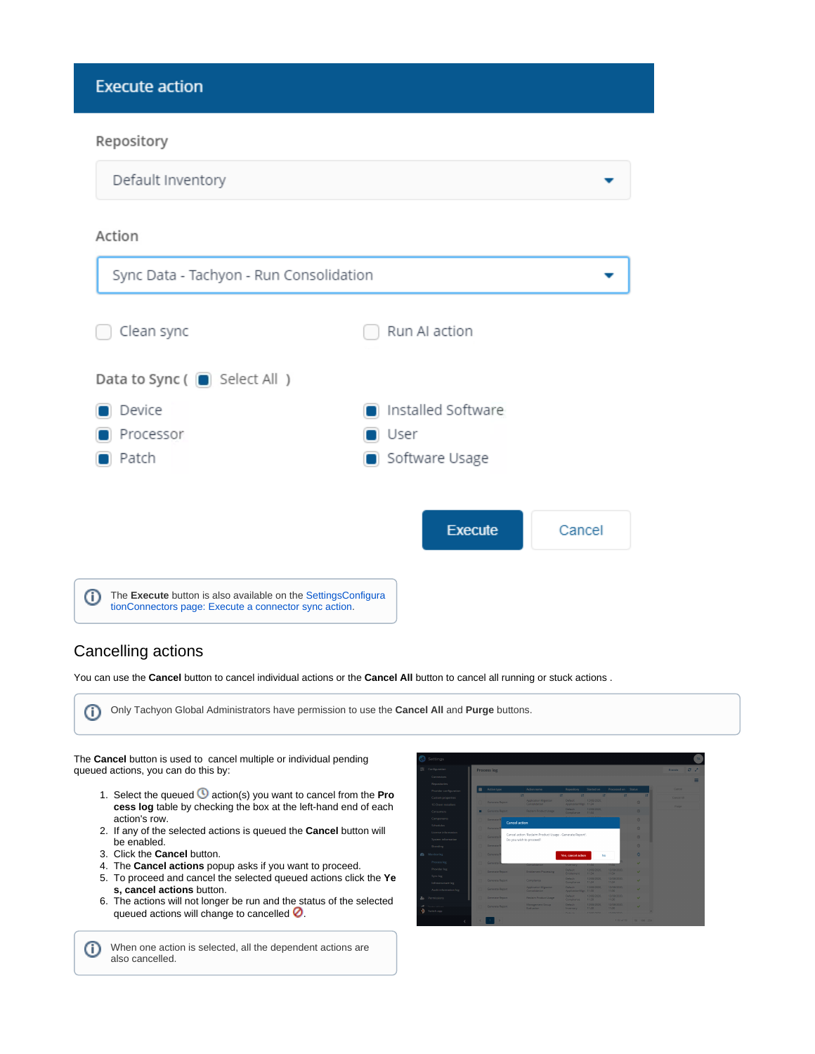The **Execute** button is also available on the SettingsConfigurationConnectors page: Execute a connector sync action.

## Cancelling actions

You can use the **Cancel** button to cancel individual actions or the **Cancel All** button to cancel all running or stuck actions .

Only Tachyon Global Administrators have permission to use the **Cancel All** and **Purge** buttons.

The **Cancel** button is used to cancel multiple or individual pending queued actions, you can do this by:

1. Select the queued action(s) you want to cancel from the **Process log** table by checking the box at the left-hand end of each action's row.
2. If any of the selected actions is queued the **Cancel** button will be enabled.
3. Click the **Cancel** button.
4. The **Cancel actions** popup asks if you want to proceed.
5. To proceed and cancel the selected queued actions click the **Yes, cancel actions** button.
6. The actions will not longer be run and the status of the selected queued actions will change to cancelled.

When one action is selected, all the dependent actions are also cancelled.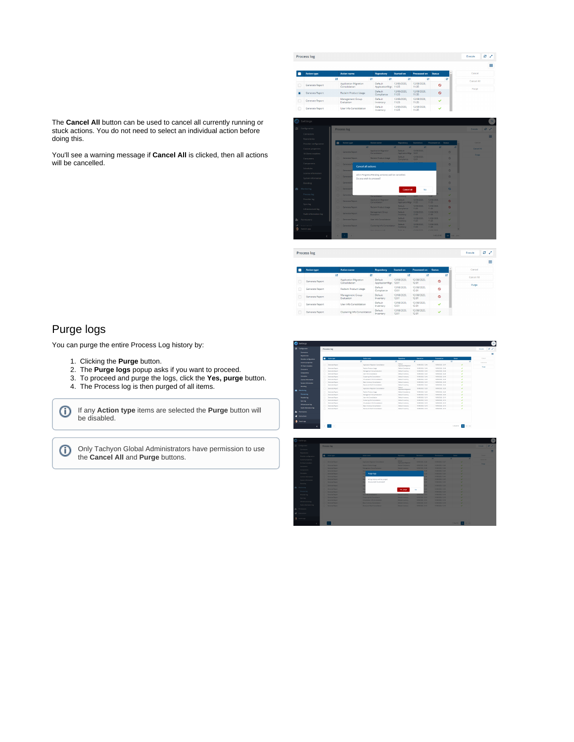The **Cancel All** button can be used to cancel all currently running or stuck actions. You do not need to select an individual action before doing this.

You'll see a warning message if **Cancel All** is clicked, then all actions will be cancelled.

## Purge logs

You can purge the entire Process Log history by:

1. Clicking the **Purge** button.
2. The **Purge logs** popup asks if you want to proceed.
3. To proceed and purge the logs, click the **Yes, purge** button.
4. The Process log is then purged of all items.

> If any **Action type** items are selected the **Purge** button will be disabled.

> Only Tachyon Global Administrators have permission to use the **Cancel All** and **Purge** buttons.